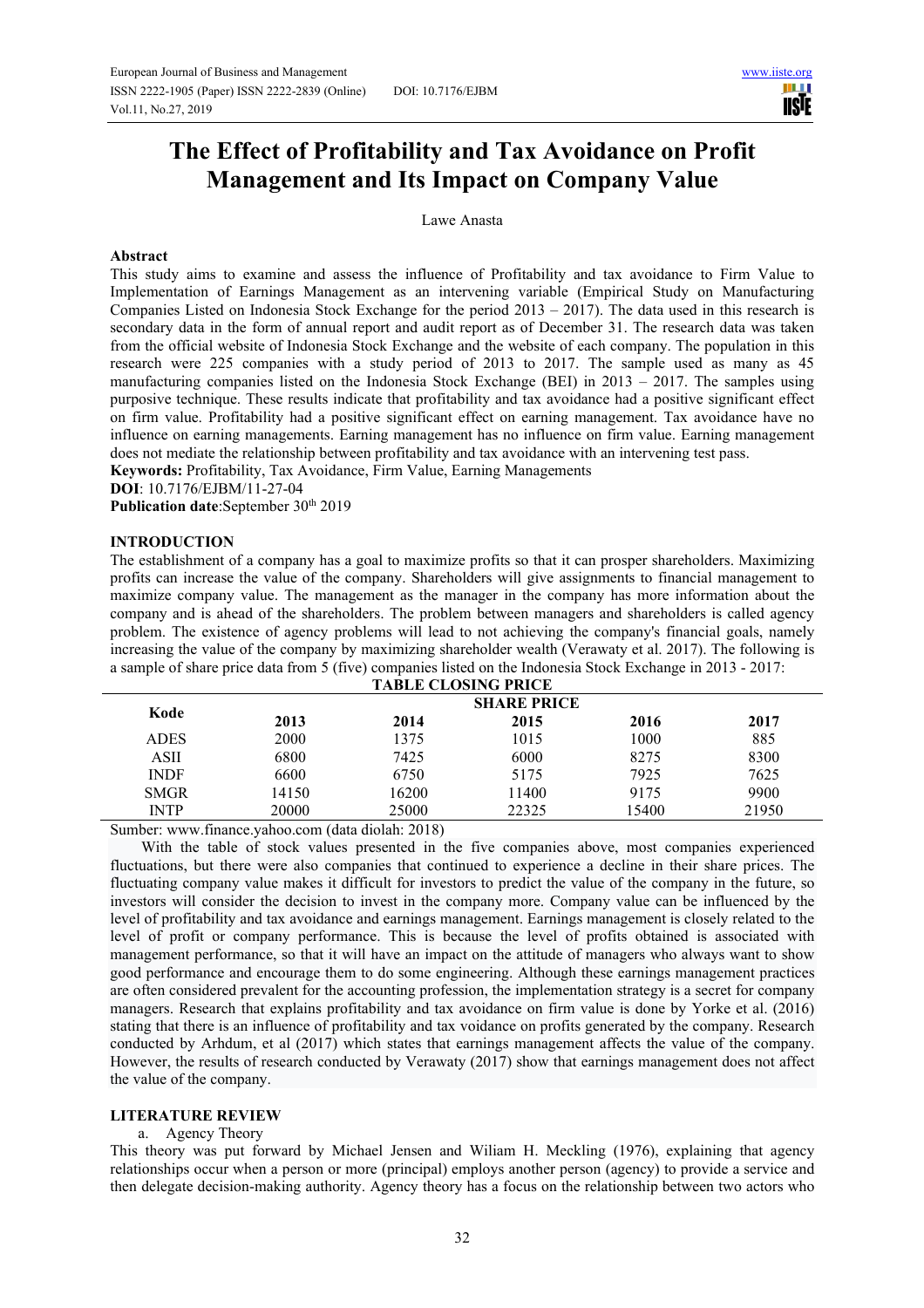# The Effect of Profitability and Tax Avoidance on Profit Management and Its Impact on Company Value

Lawe Anasta

## Abstract

This study aims to examine and assess the influence of Profitability and tax avoidance to Firm Value to Implementation of Earnings Management as an intervening variable (Empirical Study on Manufacturing Companies Listed on Indonesia Stock Exchange for the period 2013 – 2017). The data used in this research is secondary data in the form of annual report and audit report as of December 31. The research data was taken from the official website of Indonesia Stock Exchange and the website of each company. The population in this research were 225 companies with a study period of 2013 to 2017. The sample used as many as 45 manufacturing companies listed on the Indonesia Stock Exchange (BEI) in 2013 – 2017. The samples using purposive technique. These results indicate that profitability and tax avoidance had a positive significant effect on firm value. Profitability had a positive significant effect on earning management. Tax avoidance have no influence on earning managements. Earning management has no influence on firm value. Earning management does not mediate the relationship between profitability and tax avoidance with an intervening test pass.

**Keywords:** Profitability, Tax Avoidance, Firm Value, Earning Managements

**DOI**: 10.7176/EJBM/11-27-04

**Publication date**:September 30th 2019

## INTRODUCTION

The establishment of a company has a goal to maximize profits so that it can prosper shareholders. Maximizing profits can increase the value of the company. Shareholders will give assignments to financial management to maximize company value. The management as the manager in the company has more information about the company and is ahead of the shareholders. The problem between managers and shareholders is called agency problem. The existence of agency problems will lead to not achieving the company's financial goals, namely increasing the value of the company by maximizing shareholder wealth (Verawaty et al. 2017). The following is a sample of share price data from 5 (five) companies listed on the Indonesia Stock Exchange in 2013 - 2017:

**TABLE CLOSING PRICE**

| Kode | SHARE PRICE | | | | |
|---|---|---|---|---|---|
| | 2013 | 2014 | 2015 | 2016 | 2017 |
| ADES | 2000 | 1375 | 1015 | 1000 | 885 |
| ASII | 6800 | 7425 | 6000 | 8275 | 8300 |
| INDF | 6600 | 6750 | 5175 | 7925 | 7625 |
| SMGR | 14150 | 16200 | 11400 | 9175 | 9900 |
| INTP | 20000 | 25000 | 22325 | 15400 | 21950 |

Sumber: www.finance.yahoo.com (data diolah: 2018)

With the table of stock values presented in the five companies above, most companies experienced fluctuations, but there were also companies that continued to experience a decline in their share prices. The fluctuating company value makes it difficult for investors to predict the value of the company in the future, so investors will consider the decision to invest in the company more. Company value can be influenced by the level of profitability and tax avoidance and earnings management. Earnings management is closely related to the level of profit or company performance. This is because the level of profits obtained is associated with management performance, so that it will have an impact on the attitude of managers who always want to show good performance and encourage them to do some engineering. Although these earnings management practices are often considered prevalent for the accounting profession, the implementation strategy is a secret for company managers. Research that explains profitability and tax avoidance on firm value is done by Yorke et al. (2016) stating that there is an influence of profitability and tax voidance on profits generated by the company. Research conducted by Arhdum, et al (2017) which states that earnings management affects the value of the company. However, the results of research conducted by Verawaty (2017) show that earnings management does not affect the value of the company.

## LITERATURE REVIEW

a. Agency Theory

This theory was put forward by Michael Jensen and Wiliam H. Meckling (1976), explaining that agency relationships occur when a person or more (principal) employs another person (agency) to provide a service and then delegate decision-making authority. Agency theory has a focus on the relationship between two actors who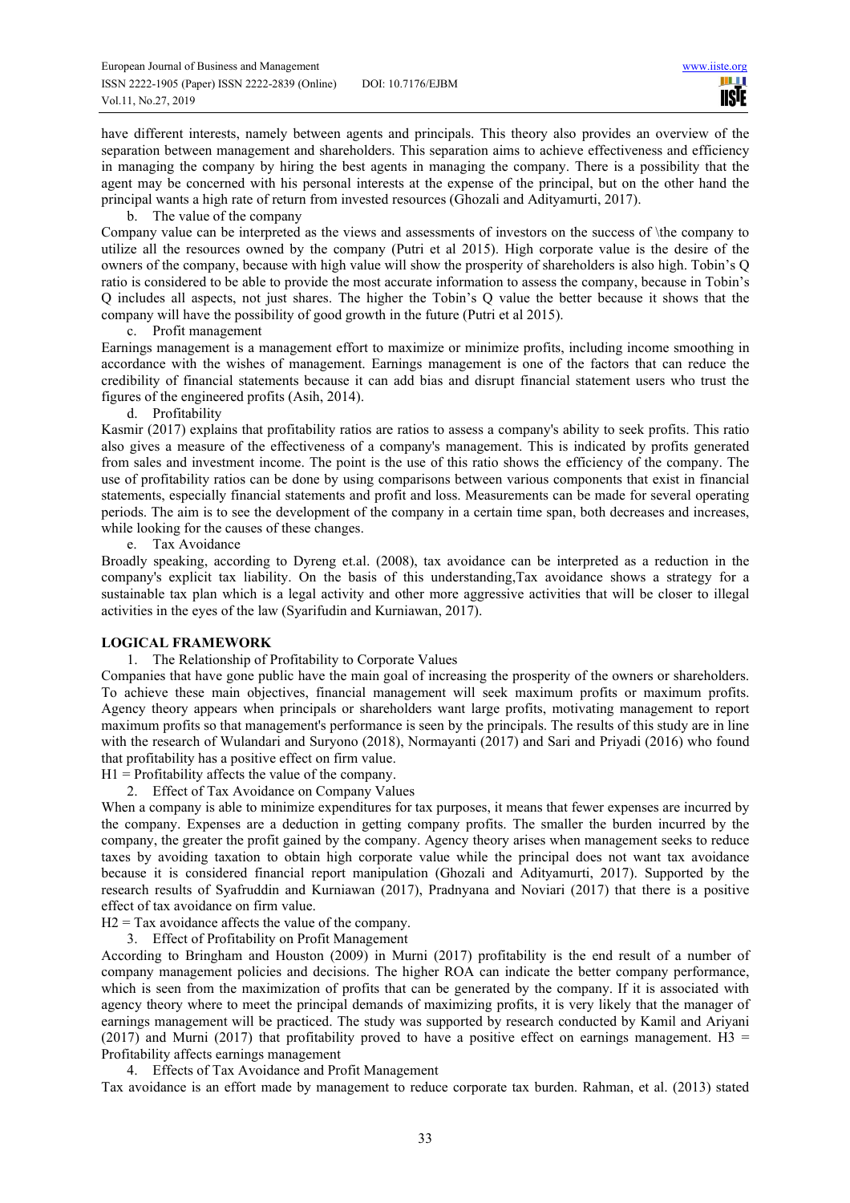have different interests, namely between agents and principals. This theory also provides an overview of the separation between management and shareholders. This separation aims to achieve effectiveness and efficiency in managing the company by hiring the best agents in managing the company. There is a possibility that the agent may be concerned with his personal interests at the expense of the principal, but on the other hand the principal wants a high rate of return from invested resources (Ghozali and Adityamurti, 2017).

b. The value of the company

Company value can be interpreted as the views and assessments of investors on the success of \the company to utilize all the resources owned by the company (Putri et al 2015). High corporate value is the desire of the owners of the company, because with high value will show the prosperity of shareholders is also high. Tobin's Q ratio is considered to be able to provide the most accurate information to assess the company, because in Tobin's Q includes all aspects, not just shares. The higher the Tobin's Q value the better because it shows that the company will have the possibility of good growth in the future (Putri et al 2015).

c. Profit management

Earnings management is a management effort to maximize or minimize profits, including income smoothing in accordance with the wishes of management. Earnings management is one of the factors that can reduce the credibility of financial statements because it can add bias and disrupt financial statement users who trust the figures of the engineered profits (Asih, 2014).

d. Profitability

Kasmir (2017) explains that profitability ratios are ratios to assess a company's ability to seek profits. This ratio also gives a measure of the effectiveness of a company's management. This is indicated by profits generated from sales and investment income. The point is the use of this ratio shows the efficiency of the company. The use of profitability ratios can be done by using comparisons between various components that exist in financial statements, especially financial statements and profit and loss. Measurements can be made for several operating periods. The aim is to see the development of the company in a certain time span, both decreases and increases, while looking for the causes of these changes.

e. Tax Avoidance

Broadly speaking, according to Dyreng et.al. (2008), tax avoidance can be interpreted as a reduction in the company's explicit tax liability. On the basis of this understanding,Tax avoidance shows a strategy for a sustainable tax plan which is a legal activity and other more aggressive activities that will be closer to illegal activities in the eyes of the law (Syarifudin and Kurniawan, 2017).

## LOGICAL FRAMEWORK

1. The Relationship of Profitability to Corporate Values

Companies that have gone public have the main goal of increasing the prosperity of the owners or shareholders. To achieve these main objectives, financial management will seek maximum profits or maximum profits. Agency theory appears when principals or shareholders want large profits, motivating management to report maximum profits so that management's performance is seen by the principals. The results of this study are in line with the research of Wulandari and Suryono (2018), Normayanti (2017) and Sari and Priyadi (2016) who found that profitability has a positive effect on firm value.

H1 = Profitability affects the value of the company.

2. Effect of Tax Avoidance on Company Values

When a company is able to minimize expenditures for tax purposes, it means that fewer expenses are incurred by the company. Expenses are a deduction in getting company profits. The smaller the burden incurred by the company, the greater the profit gained by the company. Agency theory arises when management seeks to reduce taxes by avoiding taxation to obtain high corporate value while the principal does not want tax avoidance because it is considered financial report manipulation (Ghozali and Adityamurti, 2017). Supported by the research results of Syafruddin and Kurniawan (2017), Pradnyana and Noviari (2017) that there is a positive effect of tax avoidance on firm value.

H2 = Tax avoidance affects the value of the company.

3. Effect of Profitability on Profit Management

According to Bringham and Houston (2009) in Murni (2017) profitability is the end result of a number of company management policies and decisions. The higher ROA can indicate the better company performance, which is seen from the maximization of profits that can be generated by the company. If it is associated with agency theory where to meet the principal demands of maximizing profits, it is very likely that the manager of earnings management will be practiced. The study was supported by research conducted by Kamil and Ariyani (2017) and Murni (2017) that profitability proved to have a positive effect on earnings management. H3 = Profitability affects earnings management

4. Effects of Tax Avoidance and Profit Management

Tax avoidance is an effort made by management to reduce corporate tax burden. Rahman, et al. (2013) stated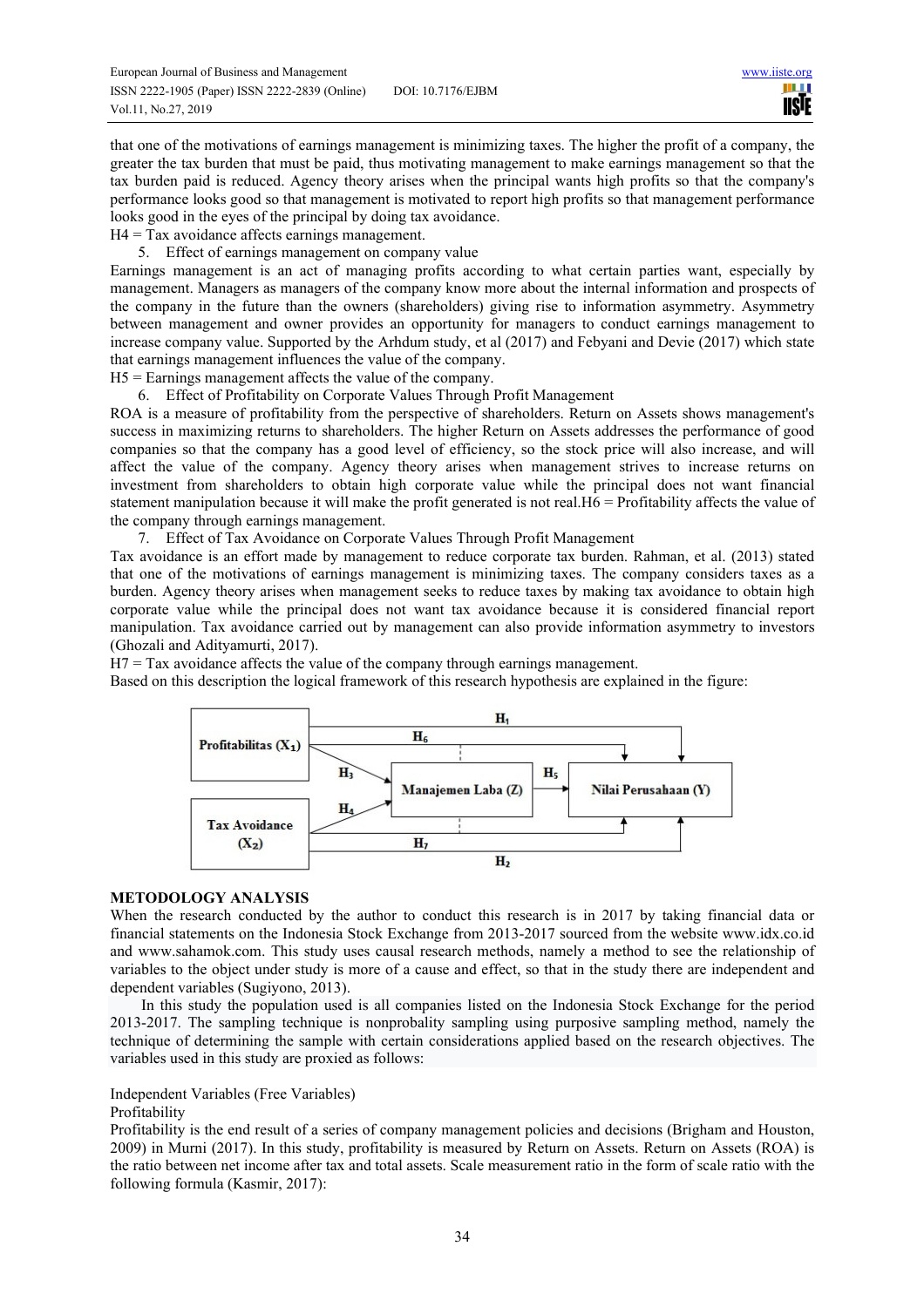that one of the motivations of earnings management is minimizing taxes. The higher the profit of a company, the greater the tax burden that must be paid, thus motivating management to make earnings management so that the tax burden paid is reduced. Agency theory arises when the principal wants high profits so that the company's performance looks good so that management is motivated to report high profits so that management performance looks good in the eyes of the principal by doing tax avoidance.

H4 = Tax avoidance affects earnings management.

5. Effect of earnings management on company value

Earnings management is an act of managing profits according to what certain parties want, especially by management. Managers as managers of the company know more about the internal information and prospects of the company in the future than the owners (shareholders) giving rise to information asymmetry. Asymmetry between management and owner provides an opportunity for managers to conduct earnings management to increase company value. Supported by the Arhdum study, et al (2017) and Febyani and Devie (2017) which state that earnings management influences the value of the company.

H5 = Earnings management affects the value of the company.

6. Effect of Profitability on Corporate Values Through Profit Management

ROA is a measure of profitability from the perspective of shareholders. Return on Assets shows management's success in maximizing returns to shareholders. The higher Return on Assets addresses the performance of good companies so that the company has a good level of efficiency, so the stock price will also increase, and will affect the value of the company. Agency theory arises when management strives to increase returns on investment from shareholders to obtain high corporate value while the principal does not want financial statement manipulation because it will make the profit generated is not real.H6 = Profitability affects the value of the company through earnings management.

7. Effect of Tax Avoidance on Corporate Values Through Profit Management

Tax avoidance is an effort made by management to reduce corporate tax burden. Rahman, et al. (2013) stated that one of the motivations of earnings management is minimizing taxes. The company considers taxes as a burden. Agency theory arises when management seeks to reduce taxes by making tax avoidance to obtain high corporate value while the principal does not want tax avoidance because it is considered financial report manipulation. Tax avoidance carried out by management can also provide information asymmetry to investors (Ghozali and Adityamurti, 2017).

H7 = Tax avoidance affects the value of the company through earnings management.

Based on this description the logical framework of this research hypothesis are explained in the figure:

Profitabilitas ($X_1$) — Tax Avoidance ($X_2$) — Manajemen Laba (Z) — Nilai Perusahaan (Y) — $H_1$, $H_2$, $H_3$, $H_4$, $H_5$, $H_6$, $H_7$

## METODOLOGY ANALYSIS

When the research conducted by the author to conduct this research is in 2017 by taking financial data or financial statements on the Indonesia Stock Exchange from 2013-2017 sourced from the website www.idx.co.id and www.sahamok.com. This study uses causal research methods, namely a method to see the relationship of variables to the object under study is more of a cause and effect, so that in the study there are independent and dependent variables (Sugiyono, 2013).

In this study the population used is all companies listed on the Indonesia Stock Exchange for the period 2013-2017. The sampling technique is nonprobality sampling using purposive sampling method, namely the technique of determining the sample with certain considerations applied based on the research objectives. The variables used in this study are proxied as follows:

Independent Variables (Free Variables)

Profitability

Profitability is the end result of a series of company management policies and decisions (Brigham and Houston, 2009) in Murni (2017). In this study, profitability is measured by Return on Assets. Return on Assets (ROA) is the ratio between net income after tax and total assets. Scale measurement ratio in the form of scale ratio with the following formula (Kasmir, 2017):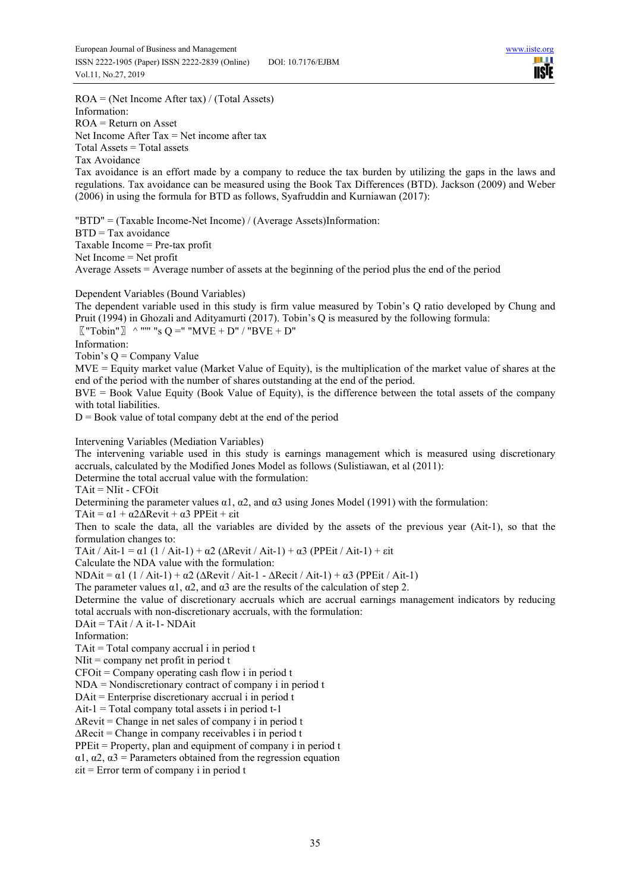$$ROA = \frac{\text{Net Income After tax}}{\text{Total Assets}}$$

Information:
ROA = Return on Asset
Net Income After Tax = Net income after tax
Total Assets = Total assets

Tax Avoidance

Tax avoidance is an effort made by a company to reduce the tax burden by utilizing the gaps in the laws and regulations. Tax avoidance can be measured using the Book Tax Differences (BTD). Jackson (2009) and Weber (2006) in using the formula for BTD as follows, Syafruddin and Kurniawan (2017):

$$\text{BTD} = \frac{\text{Taxable Income} - \text{Net Income}}{\text{Average Assets}}$$

Information:
BTD = Tax avoidance
Taxable Income = Pre-tax profit
Net Income = Net profit
Average Assets = Average number of assets at the beginning of the period plus the end of the period

Dependent Variables (Bound Variables)

The dependent variable used in this study is firm value measured by Tobin's Q ratio developed by Chung and Pruit (1994) in Ghozali and Adityamurti (2017). Tobin's Q is measured by the following formula:

$$\text{Tobin's } Q = \frac{MVE + D}{BVE + D}$$

Information:
Tobin's Q = Company Value
MVE = Equity market value (Market Value of Equity), is the multiplication of the market value of shares at the end of the period with the number of shares outstanding at the end of the period.
BVE = Book Value Equity (Book Value of Equity), is the difference between the total assets of the company with total liabilities.
D = Book value of total company debt at the end of the period

Intervening Variables (Mediation Variables)

The intervening variable used in this study is earnings management which is measured using discretionary accruals, calculated by the Modified Jones Model as follows (Sulistiawan, et al (2011):

Determine the total accrual value with the formulation:

$$TA_{it} = NI_{it} - CFO_{it}$$

Determining the parameter values $\alpha 1$, $\alpha 2$, and $\alpha 3$ using Jones Model (1991) with the formulation:

$$TA_{it} = \alpha 1 + \alpha 2 \Delta Rev_{it} + \alpha 3\ PPE_{it} + \varepsilon_{it}$$

Then to scale the data, all the variables are divided by the assets of the previous year ($A_{it-1}$), so that the formulation changes to:

$$TA_{it} / A_{it-1} = \alpha 1\ (1 / A_{it-1}) + \alpha 2\ (\Delta Rev_{it} / A_{it-1}) + \alpha 3\ (PPE_{it} / A_{it-1}) + \varepsilon_{it}$$

Calculate the NDA value with the formulation:

$$NDA_{it} = \alpha 1\ (1 / A_{it-1}) + \alpha 2\ (\Delta Rev_{it} / A_{it-1} - \Delta Rec_{it} / A_{it-1}) + \alpha 3\ (PPE_{it} / A_{it-1})$$

The parameter values $\alpha 1$, $\alpha 2$, and $\alpha 3$ are the results of the calculation of step 2.

Determine the value of discretionary accruals which are accrual earnings management indicators by reducing total accruals with non-discretionary accruals, with the formulation:

$$DA_{it} = TA_{it} / A_{it-1} - NDA_{it}$$

Information:
$TA_{it}$ = Total company accrual i in period t
$NI_{it}$ = company net profit in period t
$CFO_{it}$ = Company operating cash flow i in period t
NDA = Nondiscretionary contract of company i in period t
$DA_{it}$ = Enterprise discretionary accrual i in period t
$A_{it-1}$ = Total company total assets i in period t-1
$\Delta Rev_{it}$ = Change in net sales of company i in period t
$\Delta Rec_{it}$ = Change in company receivables i in period t
$PPE_{it}$ = Property, plan and equipment of company i in period t
$\alpha 1$, $\alpha 2$, $\alpha 3$ = Parameters obtained from the regression equation
$\varepsilon_{it}$ = Error term of company i in period t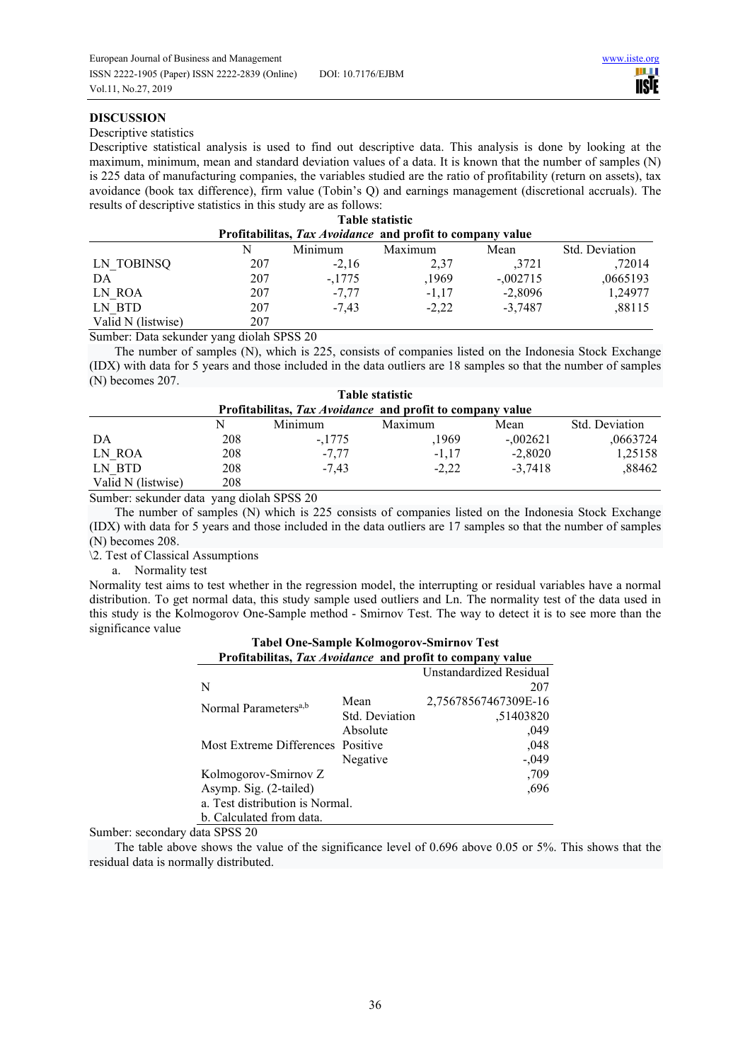## DISCUSSION

Descriptive statistics

Descriptive statistical analysis is used to find out descriptive data. This analysis is done by looking at the maximum, minimum, mean and standard deviation values of a data. It is known that the number of samples (N) is 225 data of manufacturing companies, the variables studied are the ratio of profitability (return on assets), tax avoidance (book tax difference), firm value (Tobin's Q) and earnings management (discretional accruals). The results of descriptive statistics in this study are as follows:

**Table statistic**

**Profitabilitas, *Tax Avoidance* and profit to company value**

| | N | Minimum | Maximum | Mean | Std. Deviation |
|---|---|---|---|---|---|
| LN_TOBINSQ | 207 | -2,16 | 2,37 | ,3721 | ,72014 |
| DA | 207 | -,1775 | ,1969 | -,002715 | ,0665193 |
| LN_ROA | 207 | -7,77 | -1,17 | -2,8096 | 1,24977 |
| LN_BTD | 207 | -7,43 | -2,22 | -3,7487 | ,88115 |
| Valid N (listwise) | 207 | | | | |

Sumber: Data sekunder yang diolah SPSS 20

The number of samples (N), which is 225, consists of companies listed on the Indonesia Stock Exchange (IDX) with data for 5 years and those included in the data outliers are 18 samples so that the number of samples (N) becomes 207.

**Table statistic**

**Profitabilitas, *Tax Avoidance* and profit to company value**

| | N | Minimum | Maximum | Mean | Std. Deviation |
|---|---|---|---|---|---|
| DA | 208 | -,1775 | ,1969 | -,002621 | ,0663724 |
| LN_ROA | 208 | -7,77 | -1,17 | -2,8020 | 1,25158 |
| LN_BTD | 208 | -7,43 | -2,22 | -3,7418 | ,88462 |
| Valid N (listwise) | 208 | | | | |

Sumber: sekunder data yang diolah SPSS 20

The number of samples (N) which is 225 consists of companies listed on the Indonesia Stock Exchange (IDX) with data for 5 years and those included in the data outliers are 17 samples so that the number of samples (N) becomes 208.

\2. Test of Classical Assumptions

a. Normality test

Normality test aims to test whether in the regression model, the interrupting or residual variables have a normal distribution. To get normal data, this study sample used outliers and Ln. The normality test of the data used in this study is the Kolmogorov One-Sample method - Smirnov Test. The way to detect it is to see more than the significance value

**Tabel One-Sample Kolmogorov-Smirnov Test**

**Profitabilitas, *Tax Avoidance* and profit to company value**

| | | Unstandardized Residual |
|---|---|---|
| N | | 207 |
| Normal Parameters[a,b] | Mean | 2,75678567467309E-16 |
| | Std. Deviation | ,51403820 |
| Most Extreme Differences | Absolute | ,049 |
| | Positive | ,048 |
| | Negative | -,049 |
| Kolmogorov-Smirnov Z | | ,709 |
| Asymp. Sig. (2-tailed) | | ,696 |

a. Test distribution is Normal.

b. Calculated from data.

Sumber: secondary data SPSS 20

The table above shows the value of the significance level of 0.696 above 0.05 or 5%. This shows that the residual data is normally distributed.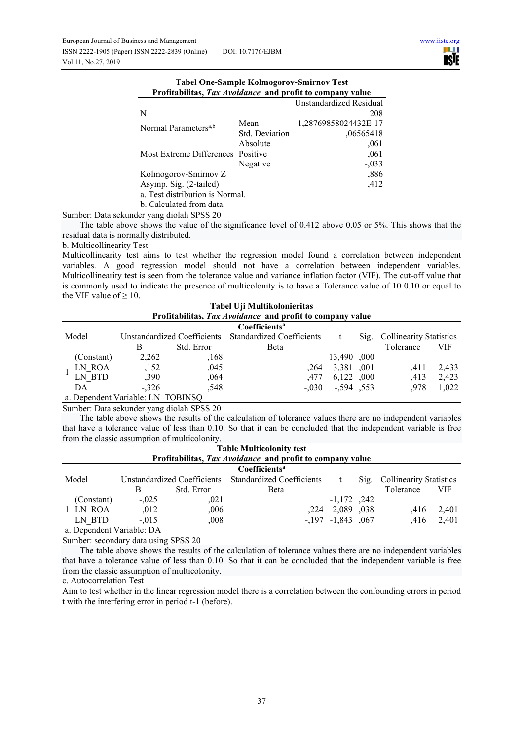**Tabel One-Sample Kolmogorov-Smirnov Test**

**Profitabilitas, *Tax Avoidance* and profit to company value**

| | | Unstandardized Residual |
|---|---|---|
| N | | 208 |
| Normal Parameters[a,b] | Mean | 1,28769858024432E-17 |
| | Std. Deviation | ,06565418 |
| Most Extreme Differences | Absolute | ,061 |
| | Positive | ,061 |
| | Negative | -,033 |
| Kolmogorov-Smirnov Z | | ,886 |
| Asymp. Sig. (2-tailed) | | ,412 |

a. Test distribution is Normal.
b. Calculated from data.

Sumber: Data sekunder yang diolah SPSS 20

The table above shows the value of the significance level of 0.412 above 0.05 or 5%. This shows that the residual data is normally distributed.

b. Multicollinearity Test

Multicollinearity test aims to test whether the regression model found a correlation between independent variables. A good regression model should not have a correlation between independent variables. Multicollinearity test is seen from the tolerance value and variance inflation factor (VIF). The cut-off value that is commonly used to indicate the presence of multicolonity is to have a Tolerance value of 10 0.10 or equal to the VIF value of ≥ 10.

**Tabel Uji Multikolonieritas**

**Profitabilitas, *Tax Avoidance* and profit to company value**

**Coefficients[a]**

| Model | | Unstandardized Coefficients | | Standardized Coefficients | t | Sig. | Collinearity Statistics | |
|---|---|---|---|---|---|---|---|---|
| | | B | Std. Error | Beta | | | Tolerance | VIF |
| 1 | (Constant) | 2,262 | ,168 | | 13,490 | ,000 | | |
| | LN_ROA | ,152 | ,045 | ,264 | 3,381 | ,001 | ,411 | 2,433 |
| | LN_BTD | ,390 | ,064 | ,477 | 6,122 | ,000 | ,413 | 2,423 |
| | DA | -,326 | ,548 | -,030 | -,594 | ,553 | ,978 | 1,022 |

a. Dependent Variable: LN_TOBINSQ

Sumber: Data sekunder yang diolah SPSS 20

The table above shows the results of the calculation of tolerance values there are no independent variables that have a tolerance value of less than 0.10. So that it can be concluded that the independent variable is free from the classic assumption of multicolonity.

**Table Multicolonity test**

**Profitabilitas, *Tax Avoidance* and profit to company value**

**Coefficients[a]**

| Model | | Unstandardized Coefficients | | Standardized Coefficients | t | Sig. | Collinearity Statistics | |
|---|---|---|---|---|---|---|---|---|
| | | B | Std. Error | Beta | | | Tolerance | VIF |
| 1 | (Constant) | -,025 | ,021 | | -1,172 | ,242 | | |
| | LN_ROA | ,012 | ,006 | ,224 | 2,089 | ,038 | ,416 | 2,401 |
| | LN_BTD | -,015 | ,008 | -,197 | -1,843 | ,067 | ,416 | 2,401 |

a. Dependent Variable: DA

Sumber: secondary data using SPSS 20

The table above shows the results of the calculation of tolerance values there are no independent variables that have a tolerance value of less than 0.10. So that it can be concluded that the independent variable is free from the classic assumption of multicolonity.

c. Autocorrelation Test

Aim to test whether in the linear regression model there is a correlation between the confounding errors in period t with the interfering error in period t-1 (before).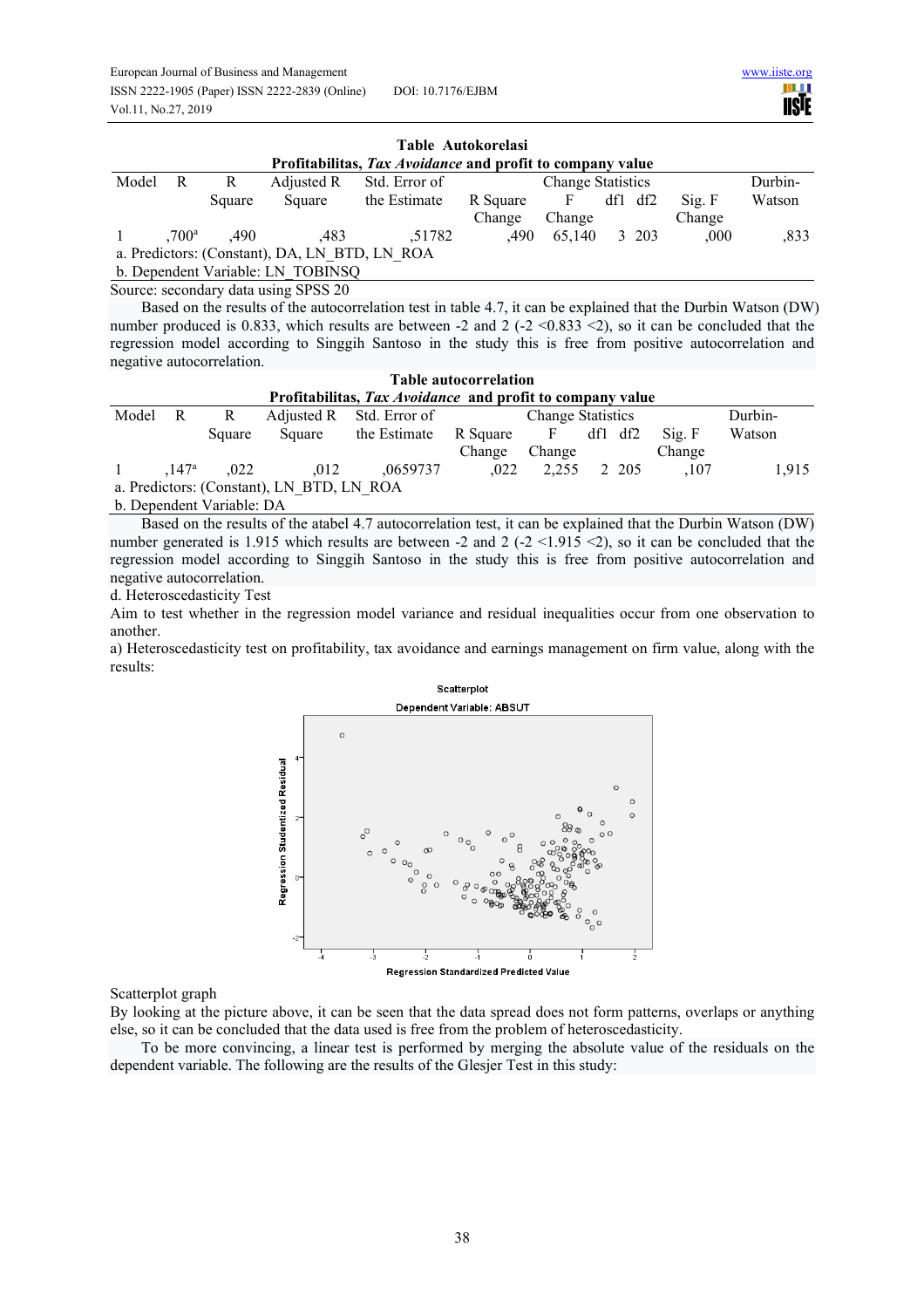**Table Autokorelasi**

**Profitabilitas, *Tax Avoidance* and profit to company value**

| Model | R | R Square | Adjusted R Square | Std. Error of the Estimate | Change Statistics | | | | | Durbin-Watson |
|---|---|---|---|---|---|---|---|---|---|---|
| | | | | | R Square Change | F Change | df1 | df2 | Sig. F Change | |
| 1 | ,700[a] | ,490 | ,483 | ,51782 | ,490 | 65,140 | 3 | 203 | ,000 | ,833 |

a. Predictors: (Constant), DA, LN_BTD, LN_ROA

b. Dependent Variable: LN_TOBINSQ

Source: secondary data using SPSS 20

Based on the results of the autocorrelation test in table 4.7, it can be explained that the Durbin Watson (DW) number produced is 0.833, which results are between -2 and 2 (-2 <0.833 <2), so it can be concluded that the regression model according to Singgih Santoso in the study this is free from positive autocorrelation and negative autocorrelation.

**Table autocorrelation**

**Profitabilitas, *Tax Avoidance* and profit to company value**

| Model | R | R Square | Adjusted R Square | Std. Error of the Estimate | Change Statistics | | | | | Durbin-Watson |
|---|---|---|---|---|---|---|---|---|---|---|
| | | | | | R Square Change | F Change | df1 | df2 | Sig. F Change | |
| 1 | ,147[a] | ,022 | ,012 | ,0659737 | ,022 | 2,255 | 2 | 205 | ,107 | 1,915 |

a. Predictors: (Constant), LN_BTD, LN_ROA

b. Dependent Variable: DA

Based on the results of the atabel 4.7 autocorrelation test, it can be explained that the Durbin Watson (DW) number generated is 1.915 which results are between -2 and 2 (-2 <1.915 <2), so it can be concluded that the regression model according to Singgih Santoso in the study this is free from positive autocorrelation and negative autocorrelation.

d. Heteroscedasticity Test

Aim to test whether in the regression model variance and residual inequalities occur from one observation to another.

a) Heteroscedasticity test on profitability, tax avoidance and earnings management on firm value, along with the results:

Scatterplot graph

By looking at the picture above, it can be seen that the data spread does not form patterns, overlaps or anything else, so it can be concluded that the data used is free from the problem of heteroscedasticity.

To be more convincing, a linear test is performed by merging the absolute value of the residuals on the dependent variable. The following are the results of the Glesjer Test in this study: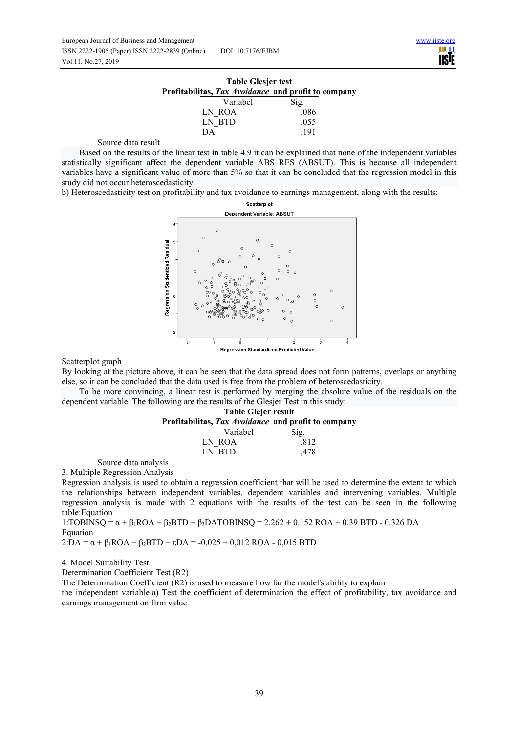**Table Glesjer test**
**Profitabilitas, *Tax Avoidance* and profit to company**

| Variabel | Sig. |
|---|---|
| LN_ROA | ,086 |
| LN_BTD | ,055 |
| DA | ,191 |

Source data result

Based on the results of the linear test in table 4.9 it can be explained that none of the independent variables statistically significant affect the dependent variable ABS_RES (ABSUT). This is because all independent variables have a significant value of more than 5% so that it can be concluded that the regression model in this study did not occur heteroscedasticity.

b) Heteroscedasticity test on profitability and tax avoidance to earnings management, along with the results:

Scatterplot graph

By looking at the picture above, it can be seen that the data spread does not form patterns, overlaps or anything else, so it can be concluded that the data used is free from the problem of heteroscedasticity.

To be more convincing, a linear test is performed by merging the absolute value of the residuals on the dependent variable. The following are the results of the Glesjer Test in this study:

**Table Glejer result**
**Profitabilitas, *Tax Avoidance* and profit to company**

| Variabel | Sig. |
|---|---|
| LN_ROA | ,812 |
| LN_BTD | ,478 |

Source data analysis

3. Multiple Regression Analysis

Regression analysis is used to obtain a regression coefficient that will be used to determine the extent to which the relationships between independent variables, dependent variables and intervening variables. Multiple regression analysis is made with 2 equations with the results of the test can be seen in the following table:Equation

1:$TOBINSQ = \alpha + \beta_1 ROA + \beta_2 BTD + \beta_3 DA TOBINSQ = 2.262 + 0.152\ ROA + 0.39\ BTD - 0.326\ DA$

Equation

2:$DA = \alpha + \beta_1 ROA + \beta_2 BTD + \varepsilon DA = -0{,}025 + 0{,}012\ ROA - 0{,}015\ BTD$

4. Model Suitability Test

Determination Coefficient Test (R2)

The Determination Coefficient (R2) is used to measure how far the model's ability to explain the independent variable.a) Test the coefficient of determination the effect of profitability, tax avoidance and earnings management on firm value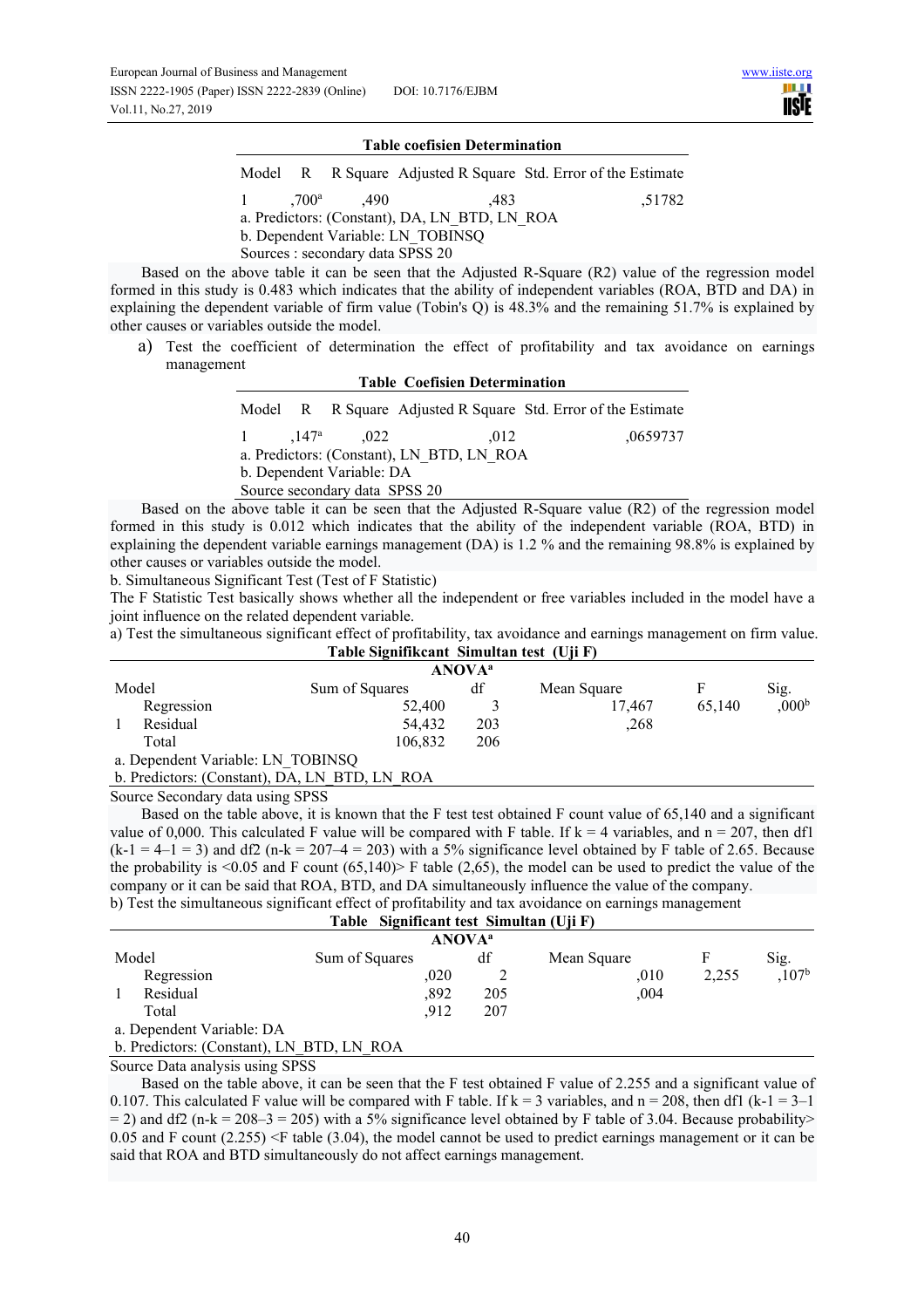**Table coefisien Determination**

| Model | R | R Square | Adjusted R Square | Std. Error of the Estimate |
|---|---|---|---|---|
| 1 | ,700[a] | ,490 | ,483 | ,51782 |

a. Predictors: (Constant), DA, LN_BTD, LN_ROA

b. Dependent Variable: LN_TOBINSQ

Sources : secondary data SPSS 20

Based on the above table it can be seen that the Adjusted R-Square (R2) value of the regression model formed in this study is 0.483 which indicates that the ability of independent variables (ROA, BTD and DA) in explaining the dependent variable of firm value (Tobin's Q) is 48.3% and the remaining 51.7% is explained by other causes or variables outside the model.

a) Test the coefficient of determination the effect of profitability and tax avoidance on earnings management

**Table Coefisien Determination**

| Model | R | R Square | Adjusted R Square | Std. Error of the Estimate |
|---|---|---|---|---|
| 1 | ,147[a] | ,022 | ,012 | ,0659737 |

a. Predictors: (Constant), LN_BTD, LN_ROA

b. Dependent Variable: DA

Source secondary data SPSS 20

Based on the above table it can be seen that the Adjusted R-Square value (R2) of the regression model formed in this study is 0.012 which indicates that the ability of the independent variable (ROA, BTD) in explaining the dependent variable earnings management (DA) is 1.2 % and the remaining 98.8% is explained by other causes or variables outside the model.

b. Simultaneous Significant Test (Test of F Statistic)

The F Statistic Test basically shows whether all the independent or free variables included in the model have a joint influence on the related dependent variable.

a) Test the simultaneous significant effect of profitability, tax avoidance and earnings management on firm value.

**Table Signifikcant Simultan test (Uji F)**

ANOVA[a]

| Model | | Sum of Squares | df | Mean Square | F | Sig. |
|---|---|---|---|---|---|---|
| 1 | Regression | 52,400 | 3 | 17,467 | 65,140 | ,000[b] |
| | Residual | 54,432 | 203 | ,268 | | |
| | Total | 106,832 | 206 | | | |

a. Dependent Variable: LN_TOBINSQ

b. Predictors: (Constant), DA, LN_BTD, LN_ROA

Source Secondary data using SPSS

Based on the table above, it is known that the F test test obtained F count value of 65,140 and a significant value of 0,000. This calculated F value will be compared with F table. If k = 4 variables, and n = 207, then df1 (k-1 = 4–1 = 3) and df2 (n-k = 207–4 = 203) with a 5% significance level obtained by F table of 2.65. Because the probability is <0.05 and F count (65,140)> F table (2,65), the model can be used to predict the value of the company or it can be said that ROA, BTD, and DA simultaneously influence the value of the company.

b) Test the simultaneous significant effect of profitability and tax avoidance on earnings management

**Table Significant test Simultan (Uji F)**

ANOVA[a]

| Model | | Sum of Squares | df | Mean Square | F | Sig. |
|---|---|---|---|---|---|---|
| 1 | Regression | ,020 | 2 | ,010 | 2,255 | ,107[b] |
| | Residual | ,892 | 205 | ,004 | | |
| | Total | ,912 | 207 | | | |

a. Dependent Variable: DA

b. Predictors: (Constant), LN_BTD, LN_ROA

Source Data analysis using SPSS

Based on the table above, it can be seen that the F test obtained F value of 2.255 and a significant value of 0.107. This calculated F value will be compared with F table. If k = 3 variables, and n = 208, then df1 (k-1 = 3–1 = 2) and df2 (n-k = 208–3 = 205) with a 5% significance level obtained by F table of 3.04. Because probability> 0.05 and F count (2.255) <F table (3.04), the model cannot be used to predict earnings management or it can be said that ROA and BTD simultaneously do not affect earnings management.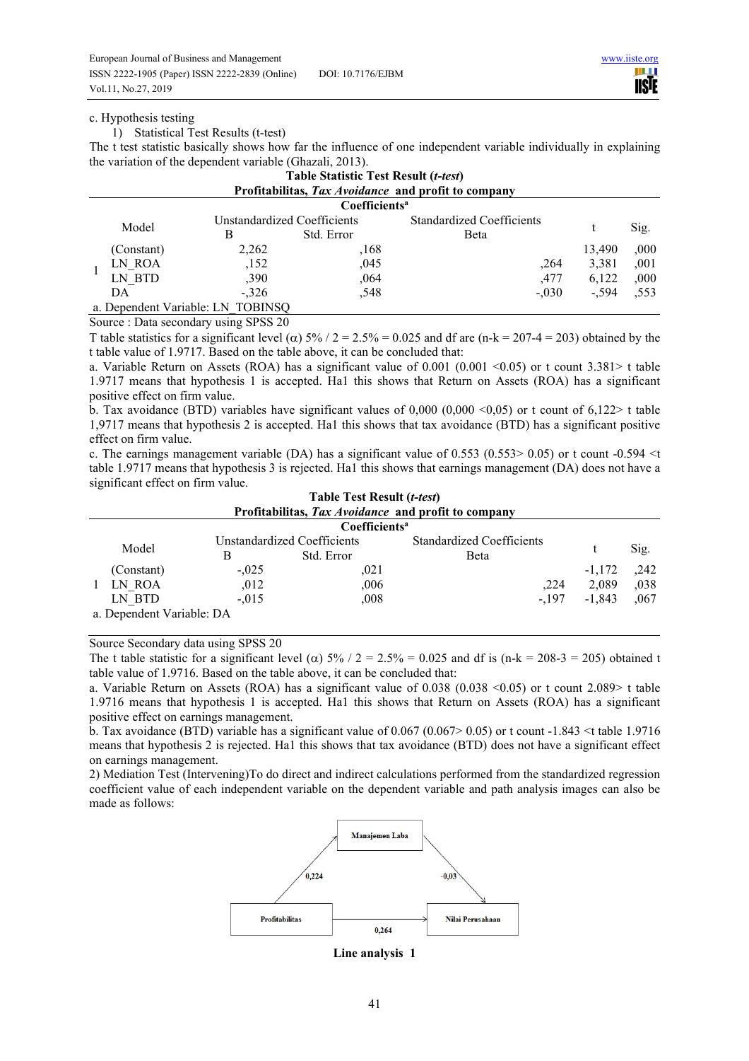c. Hypothesis testing

1) Statistical Test Results (t-test)

The t test statistic basically shows how far the influence of one independent variable individually in explaining the variation of the dependent variable (Ghazali, 2013).

**Table Statistic Test Result (*t-test*)**
**Profitabilitas, *Tax Avoidance* and profit to company**

| Model | | Unstandardized Coefficients | | Standardized Coefficients | t | Sig. |
|---|---|---|---|---|---|---|
| | | B | Std. Error | Beta | | |
| 1 | (Constant) | 2,262 | ,168 | | 13,490 | ,000 |
| | LN_ROA | ,152 | ,045 | ,264 | 3,381 | ,001 |
| | LN_BTD | ,390 | ,064 | ,477 | 6,122 | ,000 |
| | DA | -,326 | ,548 | -,030 | -,594 | ,553 |

a. Dependent Variable: LN_TOBINSQ

Source : Data secondary using SPSS 20

T table statistics for a significant level ($\alpha$) 5% / 2 = 2.5% = 0.025 and df are (n-k = 207-4 = 203) obtained by the t table value of 1.9717. Based on the table above, it can be concluded that:

a. Variable Return on Assets (ROA) has a significant value of 0.001 (0.001 <0.05) or t count 3.381> t table 1.9717 means that hypothesis 1 is accepted. Ha1 this shows that Return on Assets (ROA) has a significant positive effect on firm value.

b. Tax avoidance (BTD) variables have significant values of 0,000 (0,000 <0,05) or t count of 6,122> t table 1,9717 means that hypothesis 2 is accepted. Ha1 this shows that tax avoidance (BTD) has a significant positive effect on firm value.

c. The earnings management variable (DA) has a significant value of 0.553 (0.553> 0.05) or t count -0.594 <t table 1.9717 means that hypothesis 3 is rejected. Ha1 this shows that earnings management (DA) does not have a significant effect on firm value.

**Table Test Result (*t-test*)**
**Profitabilitas, *Tax Avoidance* and profit to company**

| Model | | Unstandardized Coefficients | | Standardized Coefficients | t | Sig. |
|---|---|---|---|---|---|---|
| | | B | Std. Error | Beta | | |
| 1 | (Constant) | -,025 | ,021 | | -1,172 | ,242 |
| | LN_ROA | ,012 | ,006 | ,224 | 2,089 | ,038 |
| | LN_BTD | -,015 | ,008 | -,197 | -1,843 | ,067 |

a. Dependent Variable: DA

Source Secondary data using SPSS 20

The t table statistic for a significant level ($\alpha$) 5% / 2 = 2.5% = 0.025 and df is (n-k = 208-3 = 205) obtained t table value of 1.9716. Based on the table above, it can be concluded that:

a. Variable Return on Assets (ROA) has a significant value of 0.038 (0.038 <0.05) or t count 2.089> t table 1.9716 means that hypothesis 1 is accepted. Ha1 this shows that Return on Assets (ROA) has a significant positive effect on earnings management.

b. Tax avoidance (BTD) variable has a significant value of 0.067 (0.067> 0.05) or t count -1.843 <t table 1.9716 means that hypothesis 2 is rejected. Ha1 this shows that tax avoidance (BTD) does not have a significant effect on earnings management.

2) Mediation Test (Intervening)To do direct and indirect calculations performed from the standardized regression coefficient value of each independent variable on the dependent variable and path analysis images can also be made as follows:

Manajemen Laba

0,224 -0,03

Profitabilitas → Nilai Perusahaan

0,264

**Line analysis 1**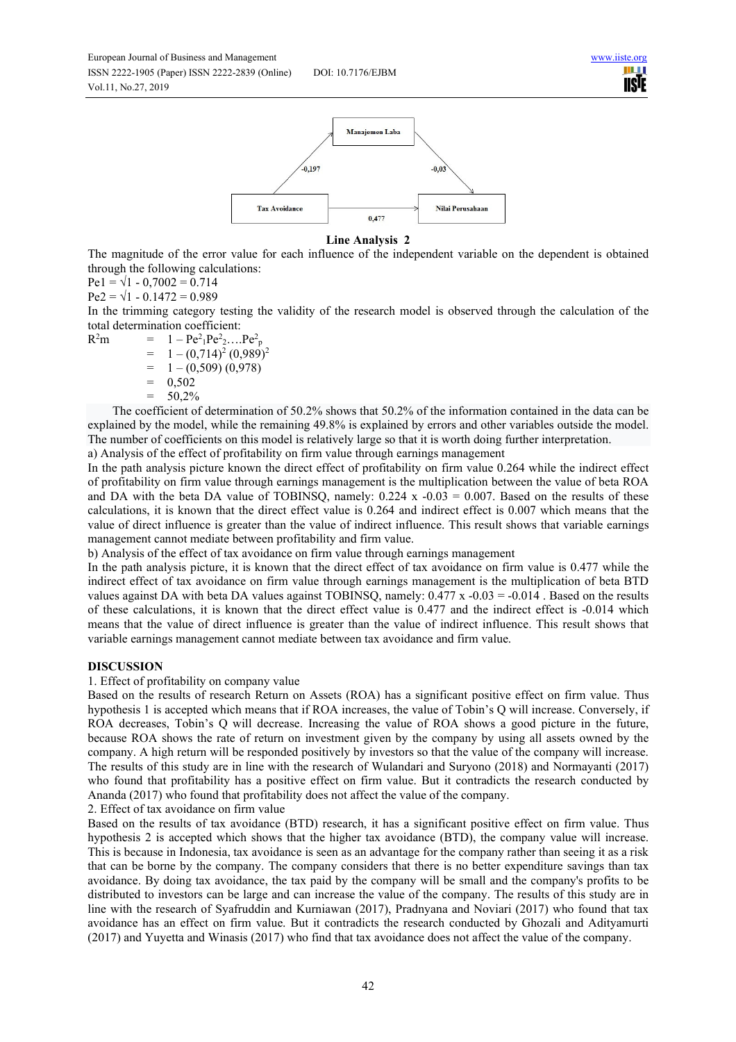Manajemen Laba

Tax Avoidance

Nilai Perusahaan

-0,197

-0,03

0,477

**Line Analysis 2**

The magnitude of the error value for each influence of the independent variable on the dependent is obtained through the following calculations:

$Pe1 = \sqrt{1} - 0,7002 = 0.714$

$Pe2 = \sqrt{1} - 0.1472 = 0.989$

In the trimming category testing the validity of the research model is observed through the calculation of the total determination coefficient:

$$
\begin{aligned}
R^2m &= 1 - Pe^2{}_1 Pe^2{}_2 \ldots Pe^2{}_p \\
&= 1 - (0,714)^2 (0,989)^2 \\
&= 1 - (0,509)(0,978) \\
&= 0,502 \\
&= 50,2\%
\end{aligned}
$$

The coefficient of determination of 50.2% shows that 50.2% of the information contained in the data can be explained by the model, while the remaining 49.8% is explained by errors and other variables outside the model. The number of coefficients on this model is relatively large so that it is worth doing further interpretation.

a) Analysis of the effect of profitability on firm value through earnings management

In the path analysis picture known the direct effect of profitability on firm value 0.264 while the indirect effect of profitability on firm value through earnings management is the multiplication between the value of beta ROA and DA with the beta DA value of TOBINSQ, namely: 0.224 x -0.03 = 0.007. Based on the results of these calculations, it is known that the direct effect value is 0.264 and indirect effect is 0.007 which means that the value of direct influence is greater than the value of indirect influence. This result shows that variable earnings management cannot mediate between profitability and firm value.

b) Analysis of the effect of tax avoidance on firm value through earnings management

In the path analysis picture, it is known that the direct effect of tax avoidance on firm value is 0.477 while the indirect effect of tax avoidance on firm value through earnings management is the multiplication of beta BTD values against DA with beta DA values against TOBINSQ, namely: 0.477 x -0.03 = -0.014 . Based on the results of these calculations, it is known that the direct effect value is 0.477 and the indirect effect is -0.014 which means that the value of direct influence is greater than the value of indirect influence. This result shows that variable earnings management cannot mediate between tax avoidance and firm value.

## DISCUSSION

1. Effect of profitability on company value

Based on the results of research Return on Assets (ROA) has a significant positive effect on firm value. Thus hypothesis 1 is accepted which means that if ROA increases, the value of Tobin's Q will increase. Conversely, if ROA decreases, Tobin's Q will decrease. Increasing the value of ROA shows a good picture in the future, because ROA shows the rate of return on investment given by the company by using all assets owned by the company. A high return will be responded positively by investors so that the value of the company will increase. The results of this study are in line with the research of Wulandari and Suryono (2018) and Normayanti (2017) who found that profitability has a positive effect on firm value. But it contradicts the research conducted by Ananda (2017) who found that profitability does not affect the value of the company.

2. Effect of tax avoidance on firm value

Based on the results of tax avoidance (BTD) research, it has a significant positive effect on firm value. Thus hypothesis 2 is accepted which shows that the higher tax avoidance (BTD), the company value will increase. This is because in Indonesia, tax avoidance is seen as an advantage for the company rather than seeing it as a risk that can be borne by the company. The company considers that there is no better expenditure savings than tax avoidance. By doing tax avoidance, the tax paid by the company will be small and the company's profits to be distributed to investors can be large and can increase the value of the company. The results of this study are in line with the research of Syafruddin and Kurniawan (2017), Pradnyana and Noviari (2017) who found that tax avoidance has an effect on firm value. But it contradicts the research conducted by Ghozali and Adityamurti (2017) and Yuyetta and Winasis (2017) who find that tax avoidance does not affect the value of the company.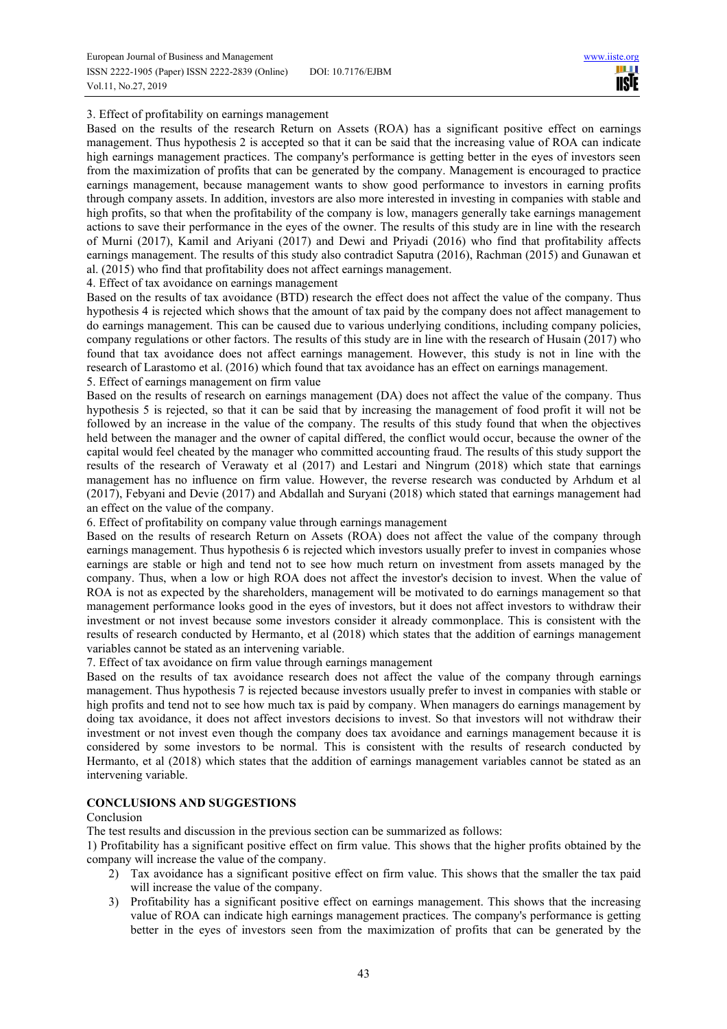3. Effect of profitability on earnings management

Based on the results of the research Return on Assets (ROA) has a significant positive effect on earnings management. Thus hypothesis 2 is accepted so that it can be said that the increasing value of ROA can indicate high earnings management practices. The company's performance is getting better in the eyes of investors seen from the maximization of profits that can be generated by the company. Management is encouraged to practice earnings management, because management wants to show good performance to investors in earning profits through company assets. In addition, investors are also more interested in investing in companies with stable and high profits, so that when the profitability of the company is low, managers generally take earnings management actions to save their performance in the eyes of the owner. The results of this study are in line with the research of Murni (2017), Kamil and Ariyani (2017) and Dewi and Priyadi (2016) who find that profitability affects earnings management. The results of this study also contradict Saputra (2016), Rachman (2015) and Gunawan et al. (2015) who find that profitability does not affect earnings management.

4. Effect of tax avoidance on earnings management

Based on the results of tax avoidance (BTD) research the effect does not affect the value of the company. Thus hypothesis 4 is rejected which shows that the amount of tax paid by the company does not affect management to do earnings management. This can be caused due to various underlying conditions, including company policies, company regulations or other factors. The results of this study are in line with the research of Husain (2017) who found that tax avoidance does not affect earnings management. However, this study is not in line with the research of Larastomo et al. (2016) which found that tax avoidance has an effect on earnings management.

5. Effect of earnings management on firm value

Based on the results of research on earnings management (DA) does not affect the value of the company. Thus hypothesis 5 is rejected, so that it can be said that by increasing the management of food profit it will not be followed by an increase in the value of the company. The results of this study found that when the objectives held between the manager and the owner of capital differed, the conflict would occur, because the owner of the capital would feel cheated by the manager who committed accounting fraud. The results of this study support the results of the research of Verawaty et al (2017) and Lestari and Ningrum (2018) which state that earnings management has no influence on firm value. However, the reverse research was conducted by Arhdum et al (2017), Febyani and Devie (2017) and Abdallah and Suryani (2018) which stated that earnings management had an effect on the value of the company.

6. Effect of profitability on company value through earnings management

Based on the results of research Return on Assets (ROA) does not affect the value of the company through earnings management. Thus hypothesis 6 is rejected which investors usually prefer to invest in companies whose earnings are stable or high and tend not to see how much return on investment from assets managed by the company. Thus, when a low or high ROA does not affect the investor's decision to invest. When the value of ROA is not as expected by the shareholders, management will be motivated to do earnings management so that management performance looks good in the eyes of investors, but it does not affect investors to withdraw their investment or not invest because some investors consider it already commonplace. This is consistent with the results of research conducted by Hermanto, et al (2018) which states that the addition of earnings management variables cannot be stated as an intervening variable.

7. Effect of tax avoidance on firm value through earnings management

Based on the results of tax avoidance research does not affect the value of the company through earnings management. Thus hypothesis 7 is rejected because investors usually prefer to invest in companies with stable or high profits and tend not to see how much tax is paid by company. When managers do earnings management by doing tax avoidance, it does not affect investors decisions to invest. So that investors will not withdraw their investment or not invest even though the company does tax avoidance and earnings management because it is considered by some investors to be normal. This is consistent with the results of research conducted by Hermanto, et al (2018) which states that the addition of earnings management variables cannot be stated as an intervening variable.

## CONCLUSIONS AND SUGGESTIONS

### Conclusion

The test results and discussion in the previous section can be summarized as follows:

1) Profitability has a significant positive effect on firm value. This shows that the higher profits obtained by the company will increase the value of the company.

2) Tax avoidance has a significant positive effect on firm value. This shows that the smaller the tax paid will increase the value of the company.

3) Profitability has a significant positive effect on earnings management. This shows that the increasing value of ROA can indicate high earnings management practices. The company's performance is getting better in the eyes of investors seen from the maximization of profits that can be generated by the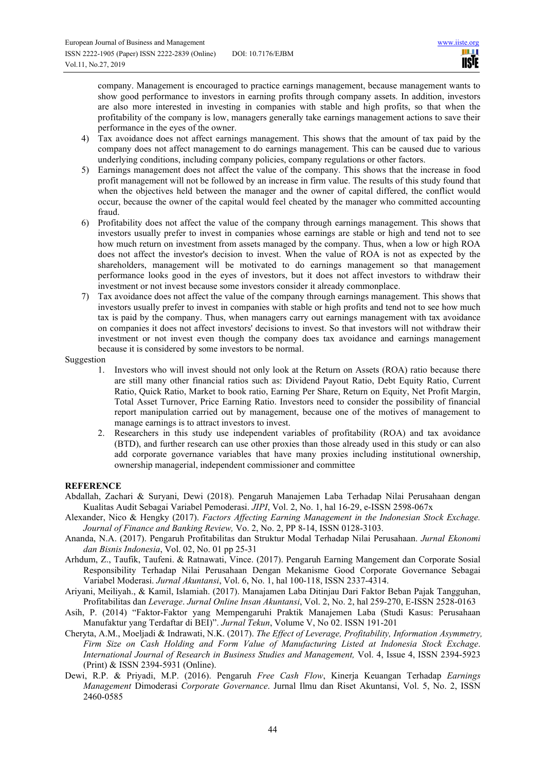company. Management is encouraged to practice earnings management, because management wants to show good performance to investors in earning profits through company assets. In addition, investors are also more interested in investing in companies with stable and high profits, so that when the profitability of the company is low, managers generally take earnings management actions to save their performance in the eyes of the owner.

4) Tax avoidance does not affect earnings management. This shows that the amount of tax paid by the company does not affect management to do earnings management. This can be caused due to various underlying conditions, including company policies, company regulations or other factors.
5) Earnings management does not affect the value of the company. This shows that the increase in food profit management will not be followed by an increase in firm value. The results of this study found that when the objectives held between the manager and the owner of capital differed, the conflict would occur, because the owner of the capital would feel cheated by the manager who committed accounting fraud.
6) Profitability does not affect the value of the company through earnings management. This shows that investors usually prefer to invest in companies whose earnings are stable or high and tend not to see how much return on investment from assets managed by the company. Thus, when a low or high ROA does not affect the investor's decision to invest. When the value of ROA is not as expected by the shareholders, management will be motivated to do earnings management so that management performance looks good in the eyes of investors, but it does not affect investors to withdraw their investment or not invest because some investors consider it already commonplace.
7) Tax avoidance does not affect the value of the company through earnings management. This shows that investors usually prefer to invest in companies with stable or high profits and tend not to see how much tax is paid by the company. Thus, when managers carry out earnings management with tax avoidance on companies it does not affect investors' decisions to invest. So that investors will not withdraw their investment or not invest even though the company does tax avoidance and earnings management because it is considered by some investors to be normal.

Suggestion

1. Investors who will invest should not only look at the Return on Assets (ROA) ratio because there are still many other financial ratios such as: Dividend Payout Ratio, Debt Equity Ratio, Current Ratio, Quick Ratio, Market to book ratio, Earning Per Share, Return on Equity, Net Profit Margin, Total Asset Turnover, Price Earning Ratio. Investors need to consider the possibility of financial report manipulation carried out by management, because one of the motives of management to manage earnings is to attract investors to invest.
2. Researchers in this study use independent variables of profitability (ROA) and tax avoidance (BTD), and further research can use other proxies than those already used in this study or can also add corporate governance variables that have many proxies including institutional ownership, ownership managerial, independent commissioner and committee

**REFERENCE**

Abdallah, Zachari & Suryani, Dewi (2018). Pengaruh Manajemen Laba Terhadap Nilai Perusahaan dengan Kualitas Audit Sebagai Variabel Pemoderasi. *JIPI*, Vol. 2, No. 1, hal 16-29, e-ISSN 2598-067x

Alexander, Nico & Hengky (2017). *Factors Affecting Earning Management in the Indonesian Stock Exchage. Journal of Finance and Banking Review,* Vo. 2, No. 2, PP 8-14, ISSN 0128-3103.

Ananda, N.A. (2017). Pengaruh Profitabilitas dan Struktur Modal Terhadap Nilai Perusahaan. *Jurnal Ekonomi dan Bisnis Indonesia*, Vol. 02, No. 01 pp 25-31

Arhdum, Z., Taufik, Taufeni. & Ratnawati, Vince. (2017). Pengaruh Earning Mangement dan Corporate Sosial Responsibility Terhadap Nilai Perusahaan Dengan Mekanisme Good Corporate Governance Sebagai Variabel Moderasi. *Jurnal Akuntansi*, Vol. 6, No. 1, hal 100-118, ISSN 2337-4314.

Ariyani, Meiliyah., & Kamil, Islamiah. (2017). Manajamen Laba Ditinjau Dari Faktor Beban Pajak Tangguhan, Profitabilitas dan *Leverage*. *Jurnal Online Insan Akuntansi*, Vol. 2, No. 2, hal 259-270, E-ISSN 2528-0163

Asih, P. (2014) "Faktor-Faktor yang Mempengaruhi Praktik Manajemen Laba (Studi Kasus: Perusahaan Manufaktur yang Terdaftar di BEI)". *Jurnal Tekun*, Volume V, No 02. ISSN 191-201

Cheryta, A.M., Moeljadi & Indrawati, N.K. (2017). *The Effect of Leverage, Profitability, Information Asymmetry, Firm Size on Cash Holding and Form Value of Manufacturing Listed at Indonesia Stock Exchage. International Journal of Research in Business Studies and Management,* Vol. 4, Issue 4, ISSN 2394-5923 (Print) & ISSN 2394-5931 (Online).

Dewi, R.P. & Priyadi, M.P. (2016). Pengaruh *Free Cash Flow*, Kinerja Keuangan Terhadap *Earnings Management* Dimoderasi *Corporate Governance*. Jurnal Ilmu dan Riset Akuntansi, Vol. 5, No. 2, ISSN 2460-0585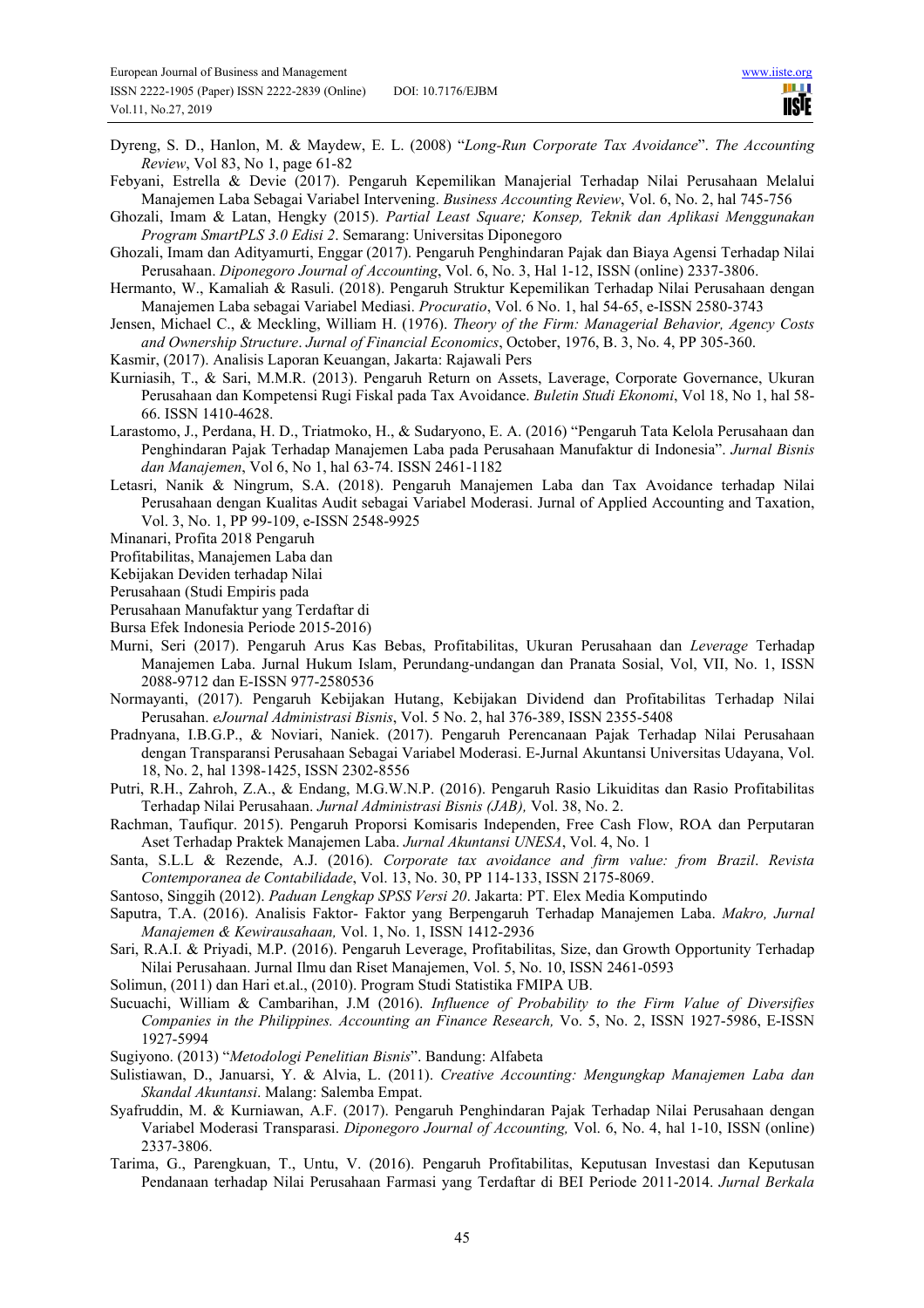Dyreng, S. D., Hanlon, M. & Maydew, E. L. (2008) "*Long-Run Corporate Tax Avoidance*". *The Accounting Review*, Vol 83, No 1, page 61-82

Febyani, Estrella & Devie (2017). Pengaruh Kepemilikan Manajerial Terhadap Nilai Perusahaan Melalui Manajemen Laba Sebagai Variabel Intervening. *Business Accounting Review*, Vol. 6, No. 2, hal 745-756

Ghozali, Imam & Latan, Hengky (2015). *Partial Least Square; Konsep, Teknik dan Aplikasi Menggunakan Program SmartPLS 3.0 Edisi 2*. Semarang: Universitas Diponegoro

Ghozali, Imam dan Adityamurti, Enggar (2017). Pengaruh Penghindaran Pajak dan Biaya Agensi Terhadap Nilai Perusahaan. *Diponegoro Journal of Accounting*, Vol. 6, No. 3, Hal 1-12, ISSN (online) 2337-3806.

Hermanto, W., Kamaliah & Rasuli. (2018). Pengaruh Struktur Kepemilikan Terhadap Nilai Perusahaan dengan Manajemen Laba sebagai Variabel Mediasi. *Procuratio*, Vol. 6 No. 1, hal 54-65, e-ISSN 2580-3743

Jensen, Michael C., & Meckling, William H. (1976). *Theory of the Firm: Managerial Behavior, Agency Costs and Ownership Structure*. *Jurnal of Financial Economics*, October, 1976, B. 3, No. 4, PP 305-360.

Kasmir, (2017). Analisis Laporan Keuangan, Jakarta: Rajawali Pers

Kurniasih, T., & Sari, M.M.R. (2013). Pengaruh Return on Assets, Laverage, Corporate Governance, Ukuran Perusahaan dan Kompetensi Rugi Fiskal pada Tax Avoidance. *Buletin Studi Ekonomi*, Vol 18, No 1, hal 58-66. ISSN 1410-4628.

Larastomo, J., Perdana, H. D., Triatmoko, H., & Sudaryono, E. A. (2016) "Pengaruh Tata Kelola Perusahaan dan Penghindaran Pajak Terhadap Manajemen Laba pada Perusahaan Manufaktur di Indonesia". *Jurnal Bisnis dan Manajemen*, Vol 6, No 1, hal 63-74. ISSN 2461-1182

Letasri, Nanik & Ningrum, S.A. (2018). Pengaruh Manajemen Laba dan Tax Avoidance terhadap Nilai Perusahaan dengan Kualitas Audit sebagai Variabel Moderasi. Jurnal of Applied Accounting and Taxation, Vol. 3, No. 1, PP 99-109, e-ISSN 2548-9925

Minanari, Profita 2018 Pengaruh
Profitabilitas, Manajemen Laba dan
Kebijakan Deviden terhadap Nilai
Perusahaan (Studi Empiris pada
Perusahaan Manufaktur yang Terdaftar di
Bursa Efek Indonesia Periode 2015-2016)

Murni, Seri (2017). Pengaruh Arus Kas Bebas, Profitabilitas, Ukuran Perusahaan dan *Leverage* Terhadap Manajemen Laba. Jurnal Hukum Islam, Perundang-undangan dan Pranata Sosial, Vol, VII, No. 1, ISSN 2088-9712 dan E-ISSN 977-2580536

Normayanti, (2017). Pengaruh Kebijakan Hutang, Kebijakan Dividend dan Profitabilitas Terhadap Nilai Perusahaan. *eJournal Administrasi Bisnis*, Vol. 5 No. 2, hal 376-389, ISSN 2355-5408

Pradnyana, I.B.G.P., & Noviari, Naniek. (2017). Pengaruh Perencanaan Pajak Terhadap Nilai Perusahaan dengan Transparansi Perusahaan Sebagai Variabel Moderasi. E-Jurnal Akuntansi Universitas Udayana, Vol. 18, No. 2, hal 1398-1425, ISSN 2302-8556

Putri, R.H., Zahroh, Z.A., & Endang, M.G.W.N.P. (2016). Pengaruh Rasio Likuiditas dan Rasio Profitabilitas Terhadap Nilai Perusahaan. *Jurnal Administrasi Bisnis (JAB),* Vol. 38, No. 2.

Rachman, Taufiqur. 2015). Pengaruh Proporsi Komisaris Independen, Free Cash Flow, ROA dan Perputaran Aset Terhadap Praktek Manajemen Laba. *Jurnal Akuntansi UNESA*, Vol. 4, No. 1

Santa, S.L.L & Rezende, A.J. (2016). *Corporate tax avoidance and firm value: from Brazil*. *Revista Contemporanea de Contabilidade*, Vol. 13, No. 30, PP 114-133, ISSN 2175-8069.

Santoso, Singgih (2012). *Paduan Lengkap SPSS Versi 20*. Jakarta: PT. Elex Media Komputindo

Saputra, T.A. (2016). Analisis Faktor- Faktor yang Berpengaruh Terhadap Manajemen Laba. *Makro, Jurnal Manajemen & Kewirausahaan,* Vol. 1, No. 1, ISSN 1412-2936

Sari, R.A.I. & Priyadi, M.P. (2016). Pengaruh Leverage, Profitabilitas, Size, dan Growth Opportunity Terhadap Nilai Perusahaan. Jurnal Ilmu dan Riset Manajemen, Vol. 5, No. 10, ISSN 2461-0593

Solimun, (2011) dan Hari et.al., (2010). Program Studi Statistika FMIPA UB.

Sucuachi, William & Cambarihan, J.M (2016). *Influence of Probability to the Firm Value of Diversifies Companies in the Philippines. Accounting an Finance Research,* Vo. 5, No. 2, ISSN 1927-5986, E-ISSN 1927-5994

Sugiyono. (2013) "*Metodologi Penelitian Bisnis*". Bandung: Alfabeta

Sulistiawan, D., Januarsi, Y. & Alvia, L. (2011). *Creative Accounting: Mengungkap Manajemen Laba dan Skandal Akuntansi*. Malang: Salemba Empat.

Syafruddin, M. & Kurniawan, A.F. (2017). Pengaruh Penghindaran Pajak Terhadap Nilai Perusahaan dengan Variabel Moderasi Transparasi. *Diponegoro Journal of Accounting,* Vol. 6, No. 4, hal 1-10, ISSN (online) 2337-3806.

Tarima, G., Parengkuan, T., Untu, V. (2016). Pengaruh Profitabilitas, Keputusan Investasi dan Keputusan Pendanaan terhadap Nilai Perusahaan Farmasi yang Terdaftar di BEI Periode 2011-2014. *Jurnal Berkala*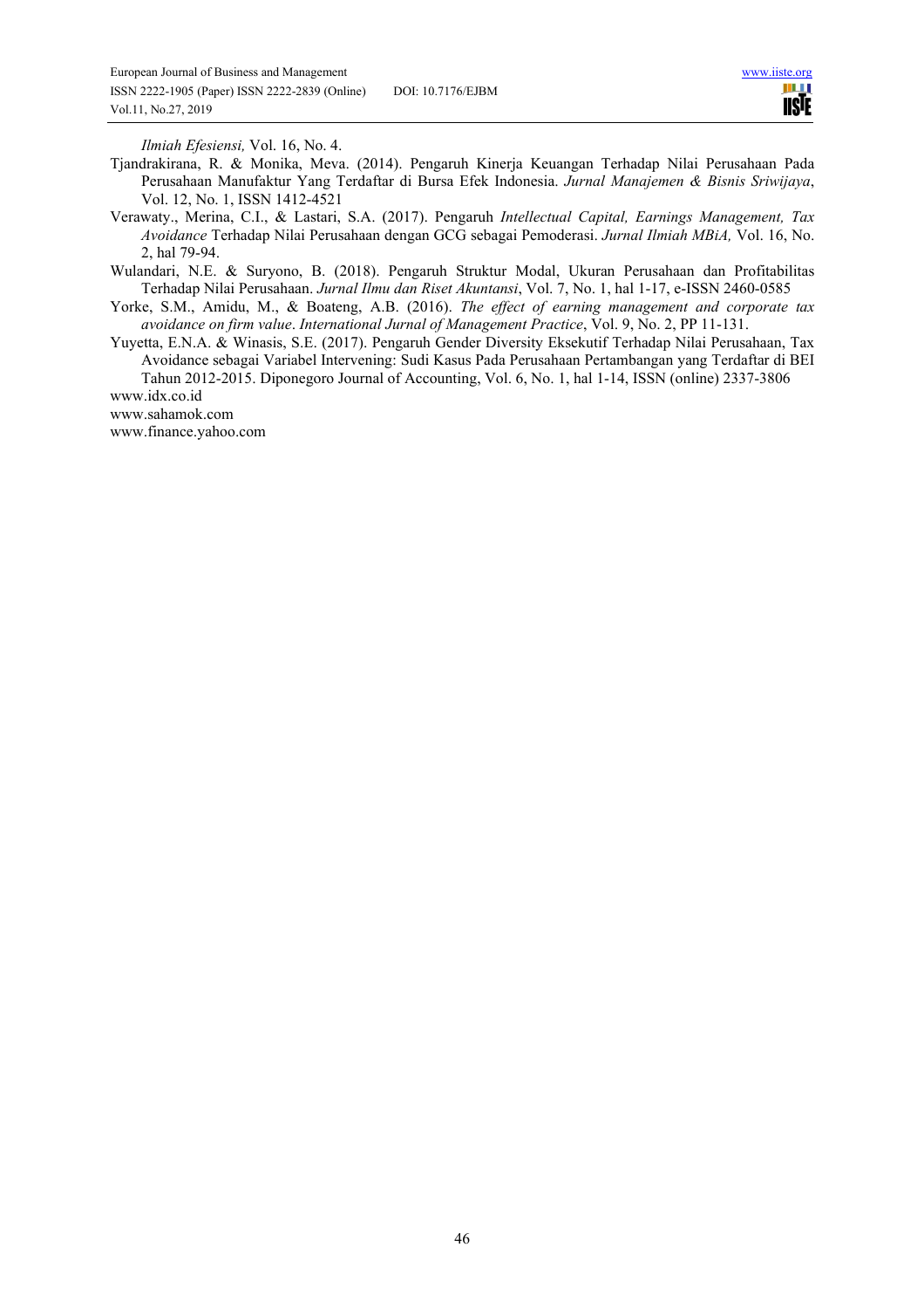*Ilmiah Efesiensi,* Vol. 16, No. 4.

Tjandrakirana, R. & Monika, Meva. (2014). Pengaruh Kinerja Keuangan Terhadap Nilai Perusahaan Pada Perusahaan Manufaktur Yang Terdaftar di Bursa Efek Indonesia. *Jurnal Manajemen & Bisnis Sriwijaya*, Vol. 12, No. 1, ISSN 1412-4521

Verawaty., Merina, C.I., & Lastari, S.A. (2017). Pengaruh *Intellectual Capital, Earnings Management, Tax Avoidance* Terhadap Nilai Perusahaan dengan GCG sebagai Pemoderasi. *Jurnal Ilmiah MBiA,* Vol. 16, No. 2, hal 79-94.

Wulandari, N.E. & Suryono, B. (2018). Pengaruh Struktur Modal, Ukuran Perusahaan dan Profitabilitas Terhadap Nilai Perusahaan. *Jurnal Ilmu dan Riset Akuntansi*, Vol. 7, No. 1, hal 1-17, e-ISSN 2460-0585

Yorke, S.M., Amidu, M., & Boateng, A.B. (2016). *The effect of earning management and corporate tax avoidance on firm value*. *International Jurnal of Management Practice*, Vol. 9, No. 2, PP 11-131.

Yuyetta, E.N.A. & Winasis, S.E. (2017). Pengaruh Gender Diversity Eksekutif Terhadap Nilai Perusahaan, Tax Avoidance sebagai Variabel Intervening: Sudi Kasus Pada Perusahaan Pertambangan yang Terdaftar di BEI Tahun 2012-2015. Diponegoro Journal of Accounting, Vol. 6, No. 1, hal 1-14, ISSN (online) 2337-3806

www.idx.co.id

www.sahamok.com

www.finance.yahoo.com